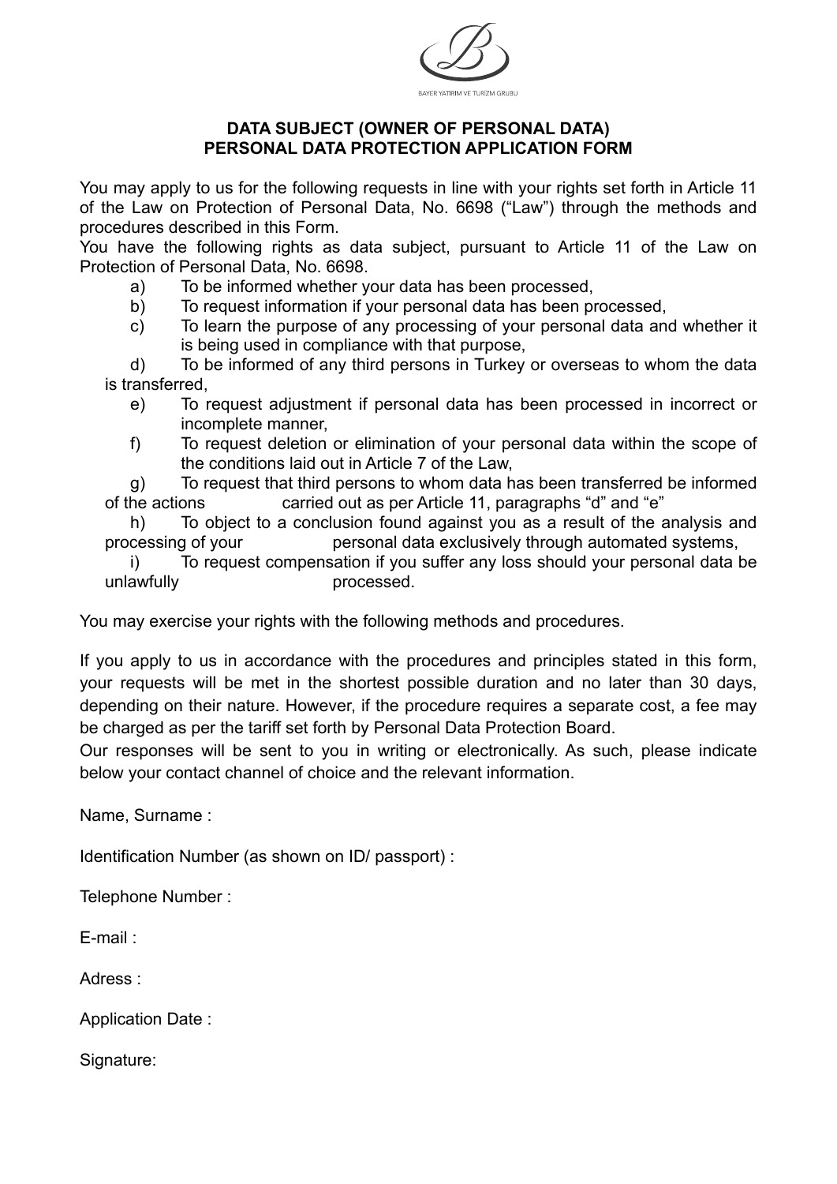BAYER YATIRIM VE TURİZM GRUBU

**DATA SUBJECT (OWNER OF PERSONAL DATA)**
**PERSONAL DATA PROTECTION APPLICATION FORM**

You may apply to us for the following requests in line with your rights set forth in Article 11 of the Law on Protection of Personal Data, No. 6698 ("Law") through the methods and procedures described in this Form.
You have the following rights as data subject, pursuant to Article 11 of the Law on Protection of Personal Data, No. 6698.

a) To be informed whether your data has been processed,
b) To request information if your personal data has been processed,
c) To learn the purpose of any processing of your personal data and whether it is being used in compliance with that purpose,
d) To be informed of any third persons in Turkey or overseas to whom the data is transferred,
e) To request adjustment if personal data has been processed in incorrect or incomplete manner,
f) To request deletion or elimination of your personal data within the scope of the conditions laid out in Article 7 of the Law,
g) To request that third persons to whom data has been transferred be informed of the actions carried out as per Article 11, paragraphs "d" and "e"
h) To object to a conclusion found against you as a result of the analysis and processing of your personal data exclusively through automated systems,
i) To request compensation if you suffer any loss should your personal data be unlawfully processed.

You may exercise your rights with the following methods and procedures.

If you apply to us in accordance with the procedures and principles stated in this form, your requests will be met in the shortest possible duration and no later than 30 days, depending on their nature. However, if the procedure requires a separate cost, a fee may be charged as per the tariff set forth by Personal Data Protection Board.
Our responses will be sent to you in writing or electronically. As such, please indicate below your contact channel of choice and the relevant information.

Name, Surname :

Identification Number (as shown on ID/ passport) :

Telephone Number :

E-mail :

Adress :

Application Date :

Signature: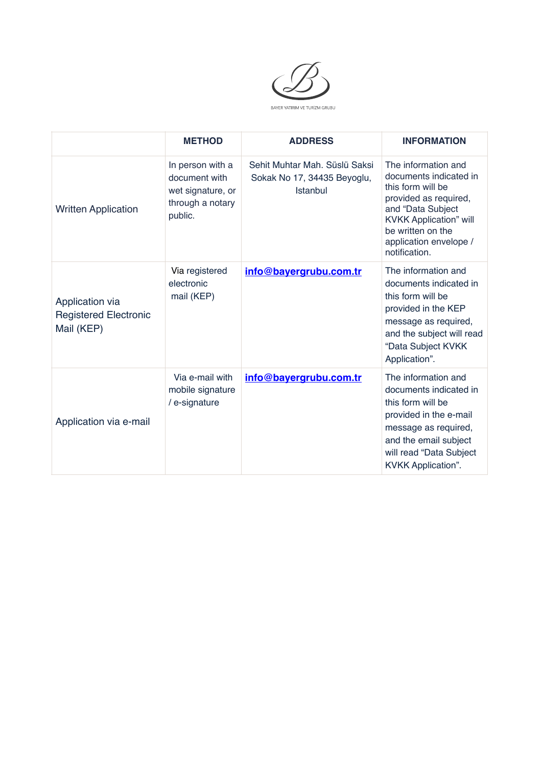BAYER YATIRIM VE TURİZM GRUBU

| | METHOD | ADDRESS | INFORMATION |
|---|---|---|---|
| Written Application | In person with a document with wet signature, or through a notary public. | Sehit Muhtar Mah. Süslü Saksi Sokak No 17, 34435 Beyoglu, Istanbul | The information and documents indicated in this form will be provided as required, and "Data Subject KVKK Application" will be written on the application envelope / notification. |
| Application via Registered Electronic Mail (KEP) | Via registered electronic mail (KEP) | **info@bayergrubu.com.tr** | The information and documents indicated in this form will be provided in the KEP message as required, and the subject will read "Data Subject KVKK Application". |
| Application via e-mail | Via e-mail with mobile signature / e-signature | **info@bayergrubu.com.tr** | The information and documents indicated in this form will be provided in the e-mail message as required, and the email subject will read "Data Subject KVKK Application". |